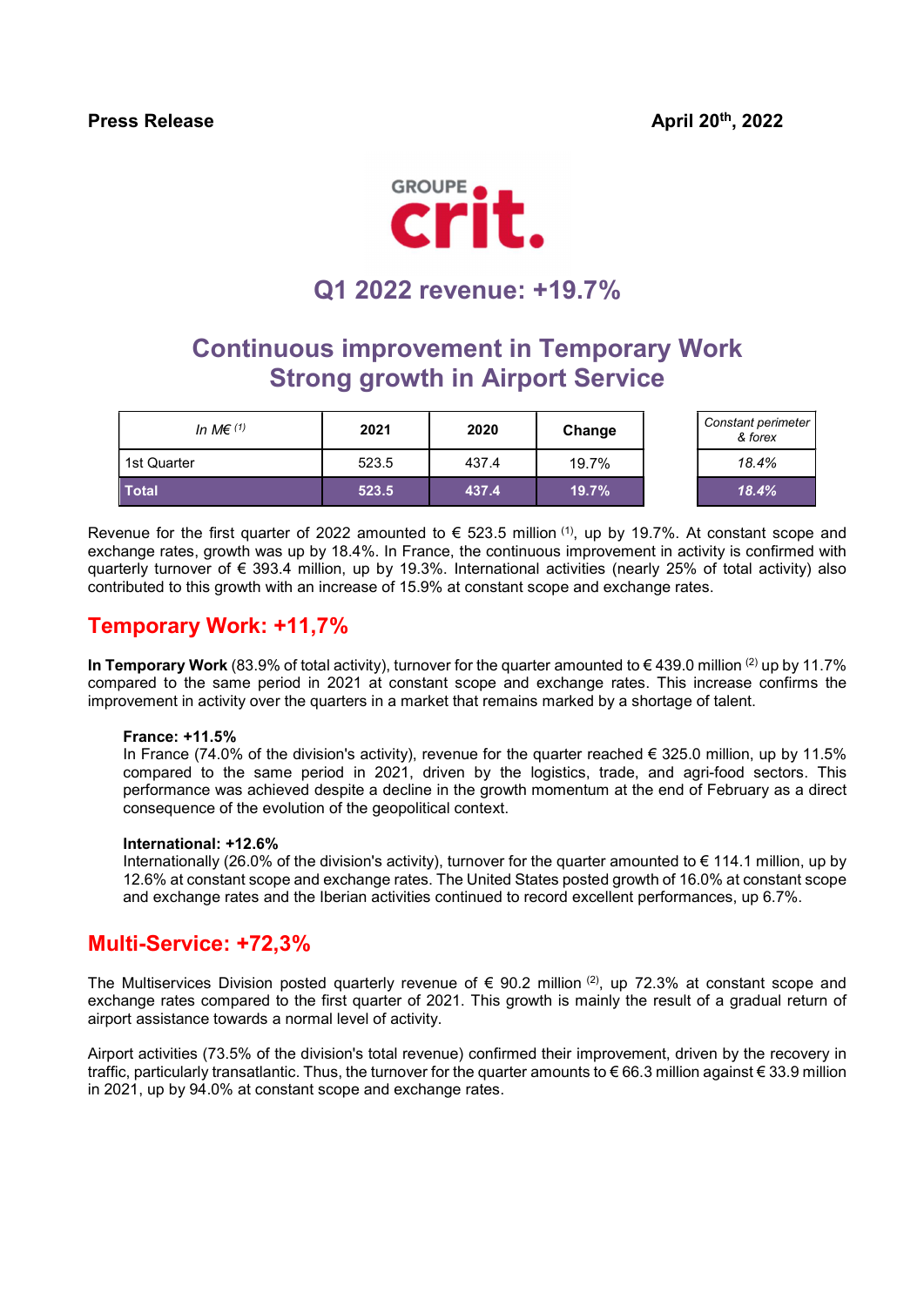**Press Release** **April 20th, 2022**

GROUPE crit.

# Q1 2022 revenue: +19.7%

## Continuous improvement in Temporary Work
## Strong growth in Airport Service

| *In M€ (1)* | 2021 | 2020 | Change | | *Constant perimeter & forex* |
|---|---|---|---|---|---|
| 1st Quarter | 523.5 | 437.4 | 19.7% | | *18.4%* |
| **Total** | **523.5** | **437.4** | **19.7%** | | ***18.4%*** |

Revenue for the first quarter of 2022 amounted to € 523.5 million (1), up by 19.7%. At constant scope and exchange rates, growth was up by 18.4%. In France, the continuous improvement in activity is confirmed with quarterly turnover of € 393.4 million, up by 19.3%. International activities (nearly 25% of total activity) also contributed to this growth with an increase of 15.9% at constant scope and exchange rates.

## Temporary Work: +11,7%

**In Temporary Work** (83.9% of total activity), turnover for the quarter amounted to € 439.0 million (2) up by 11.7% compared to the same period in 2021 at constant scope and exchange rates. This increase confirms the improvement in activity over the quarters in a market that remains marked by a shortage of talent.

**France: +11.5%**
In France (74.0% of the division's activity), revenue for the quarter reached € 325.0 million, up by 11.5% compared to the same period in 2021, driven by the logistics, trade, and agri-food sectors. This performance was achieved despite a decline in the growth momentum at the end of February as a direct consequence of the evolution of the geopolitical context.

**International: +12.6%**
Internationally (26.0% of the division's activity), turnover for the quarter amounted to € 114.1 million, up by 12.6% at constant scope and exchange rates. The United States posted growth of 16.0% at constant scope and exchange rates and the Iberian activities continued to record excellent performances, up 6.7%.

## Multi-Service: +72,3%

The Multiservices Division posted quarterly revenue of € 90.2 million (2), up 72.3% at constant scope and exchange rates compared to the first quarter of 2021. This growth is mainly the result of a gradual return of airport assistance towards a normal level of activity.

Airport activities (73.5% of the division's total revenue) confirmed their improvement, driven by the recovery in traffic, particularly transatlantic. Thus, the turnover for the quarter amounts to € 66.3 million against € 33.9 million in 2021, up by 94.0% at constant scope and exchange rates.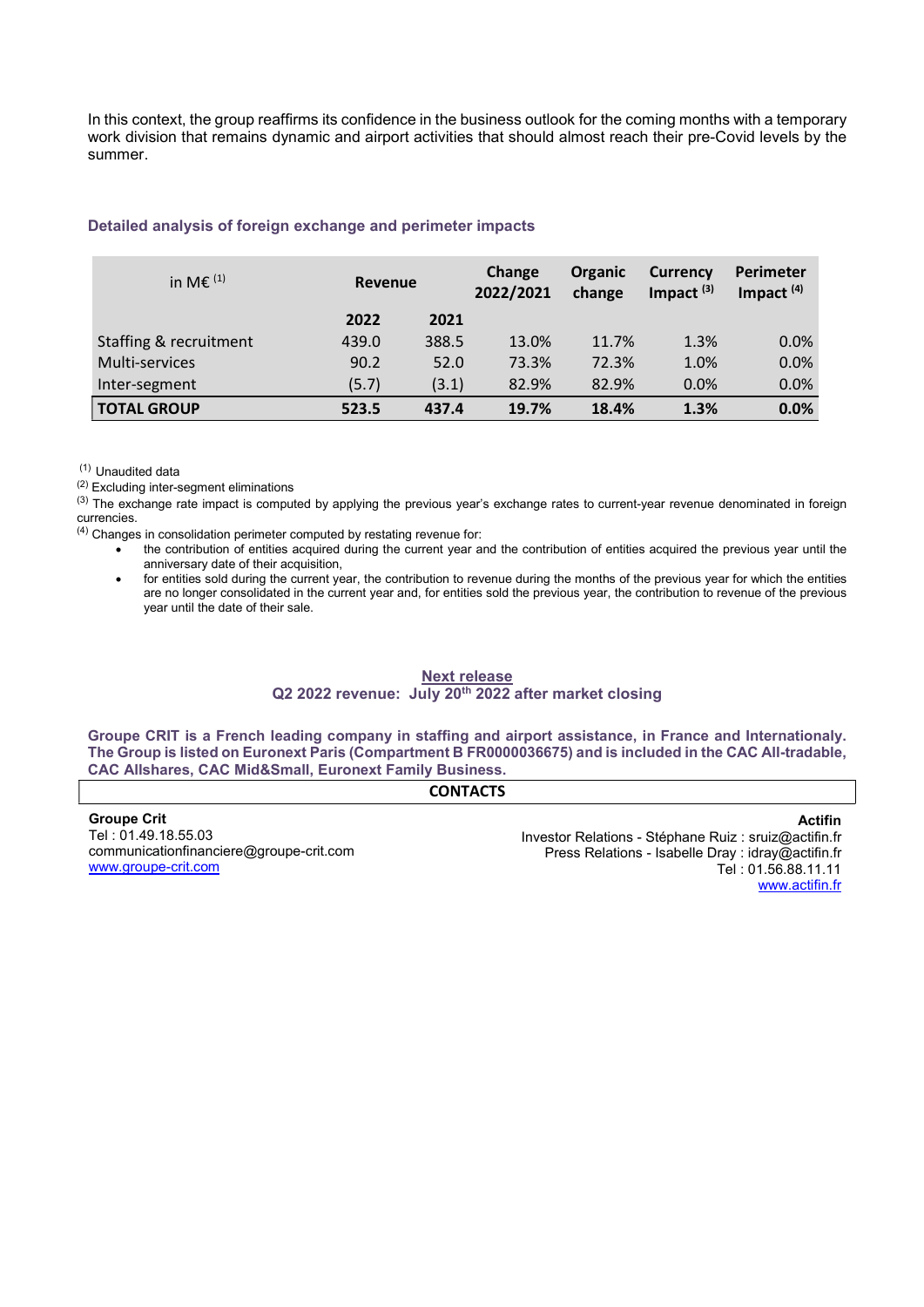In this context, the group reaffirms its confidence in the business outlook for the coming months with a temporary work division that remains dynamic and airport activities that should almost reach their pre-Covid levels by the summer.

### Detailed analysis of foreign exchange and perimeter impacts

| in M€ [1] | Revenue | | Change 2022/2021 | Organic change | Currency Impact [3] | Perimeter Impact [4] |
|---|---|---|---|---|---|---|
| | 2022 | 2021 | | | | |
| Staffing & recruitment | 439.0 | 388.5 | 13.0% | 11.7% | 1.3% | 0.0% |
| Multi-services | 90.2 | 52.0 | 73.3% | 72.3% | 1.0% | 0.0% |
| Inter-segment | (5.7) | (3.1) | 82.9% | 82.9% | 0.0% | 0.0% |
| **TOTAL GROUP** | **523.5** | **437.4** | **19.7%** | **18.4%** | **1.3%** | **0.0%** |

[1] Unaudited data

[2] Excluding inter-segment eliminations

[3] The exchange rate impact is computed by applying the previous year's exchange rates to current-year revenue denominated in foreign currencies.

[4] Changes in consolidation perimeter computed by restating revenue for:

- the contribution of entities acquired during the current year and the contribution of entities acquired the previous year until the anniversary date of their acquisition,
- for entities sold during the current year, the contribution to revenue during the months of the previous year for which the entities are no longer consolidated in the current year and, for entities sold the previous year, the contribution to revenue of the previous year until the date of their sale.

**Next release**

**Q2 2022 revenue: July 20th 2022 after market closing**

**Groupe CRIT is a French leading company in staffing and airport assistance, in France and Internationaly. The Group is listed on Euronext Paris (Compartment B FR0000036675) and is included in the CAC All-tradable, CAC Allshares, CAC Mid&Small, Euronext Family Business.**

**CONTACTS**

**Groupe Crit**
Tel : 01.49.18.55.03
communicationfinanciere@groupe-crit.com
www.groupe-crit.com

**Actifin**
Investor Relations - Stéphane Ruiz : sruiz@actifin.fr
Press Relations - Isabelle Dray : idray@actifin.fr
Tel : 01.56.88.11.11
www.actifin.fr